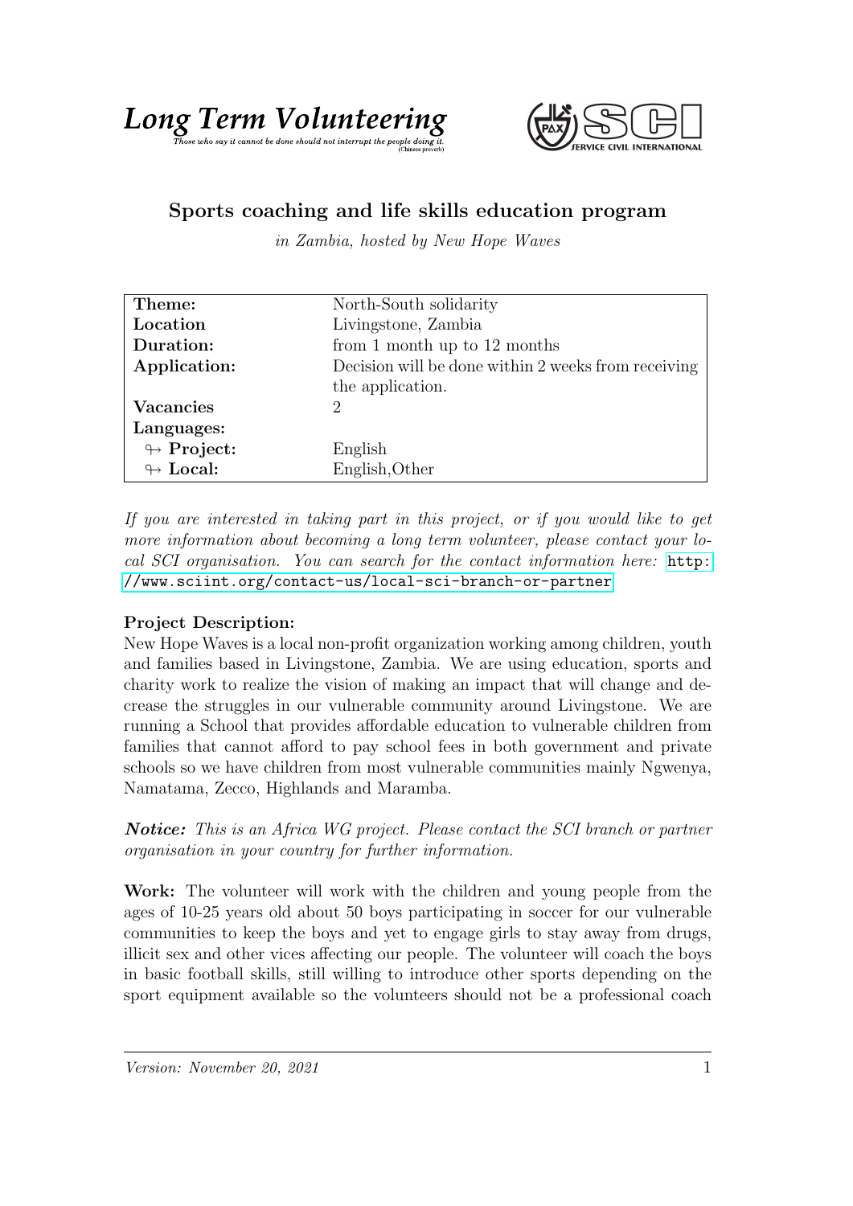**Long Term Volunteering**

*Those who say it cannot be done should not interrupt the people doing it.* (Chinese proverb)

SERVICE CIVIL INTERNATIONAL

## Sports coaching and life skills education program

*in Zambia, hosted by New Hope Waves*

| | |
|---|---|
| **Theme:** | North-South solidarity |
| **Location** | Livingstone, Zambia |
| **Duration:** | from 1 month up to 12 months |
| **Application:** | Decision will be done within 2 weeks from receiving the application. |
| **Vacancies** | 2 |
| **Languages:** | |
| ↬ **Project:** | English |
| ↬ **Local:** | English,Other |

*If you are interested in taking part in this project, or if you would like to get more information about becoming a long term volunteer, please contact your local SCI organisation. You can search for the contact information here:* http://www.sciint.org/contact-us/local-sci-branch-or-partner

**Project Description:**
New Hope Waves is a local non-profit organization working among children, youth and families based in Livingstone, Zambia. We are using education, sports and charity work to realize the vision of making an impact that will change and decrease the struggles in our vulnerable community around Livingstone. We are running a School that provides affordable education to vulnerable children from families that cannot afford to pay school fees in both government and private schools so we have children from most vulnerable communities mainly Ngwenya, Namatama, Zecco, Highlands and Maramba.

***Notice:*** *This is an Africa WG project. Please contact the SCI branch or partner organisation in your country for further information.*

**Work:** The volunteer will work with the children and young people from the ages of 10-25 years old about 50 boys participating in soccer for our vulnerable communities to keep the boys and yet to engage girls to stay away from drugs, illicit sex and other vices affecting our people. The volunteer will coach the boys in basic football skills, still willing to introduce other sports depending on the sport equipment available so the volunteers should not be a professional coach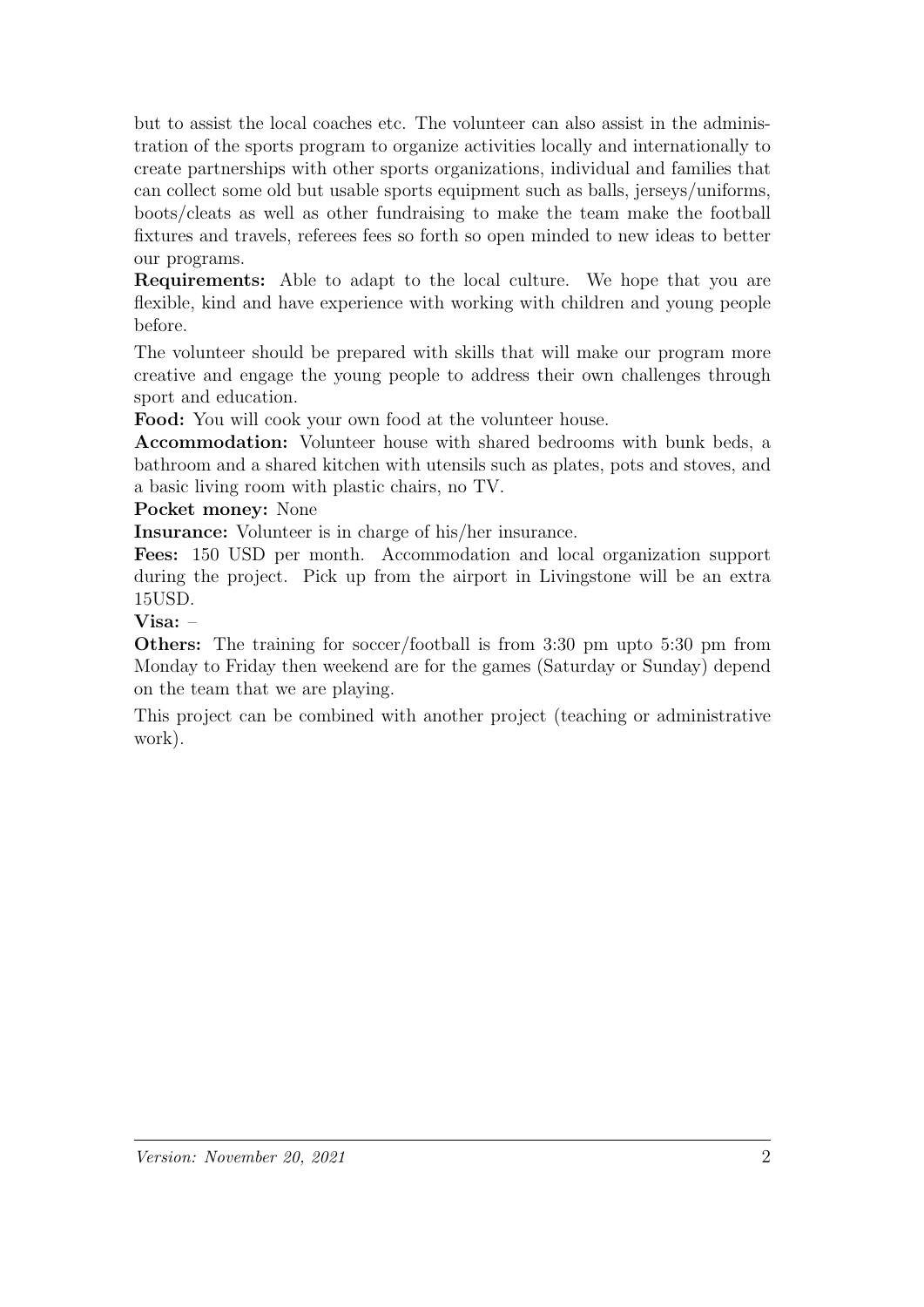but to assist the local coaches etc. The volunteer can also assist in the administration of the sports program to organize activities locally and internationally to create partnerships with other sports organizations, individual and families that can collect some old but usable sports equipment such as balls, jerseys/uniforms, boots/cleats as well as other fundraising to make the team make the football fixtures and travels, referees fees so forth so open minded to new ideas to better our programs.

**Requirements:** Able to adapt to the local culture. We hope that you are flexible, kind and have experience with working with children and young people before.

The volunteer should be prepared with skills that will make our program more creative and engage the young people to address their own challenges through sport and education.

**Food:** You will cook your own food at the volunteer house.

**Accommodation:** Volunteer house with shared bedrooms with bunk beds, a bathroom and a shared kitchen with utensils such as plates, pots and stoves, and a basic living room with plastic chairs, no TV.

**Pocket money:** None

**Insurance:** Volunteer is in charge of his/her insurance.

**Fees:** 150 USD per month. Accommodation and local organization support during the project. Pick up from the airport in Livingstone will be an extra 15USD.

**Visa:** –

**Others:** The training for soccer/football is from 3:30 pm upto 5:30 pm from Monday to Friday then weekend are for the games (Saturday or Sunday) depend on the team that we are playing.

This project can be combined with another project (teaching or administrative work).

*Version: November 20, 2021*